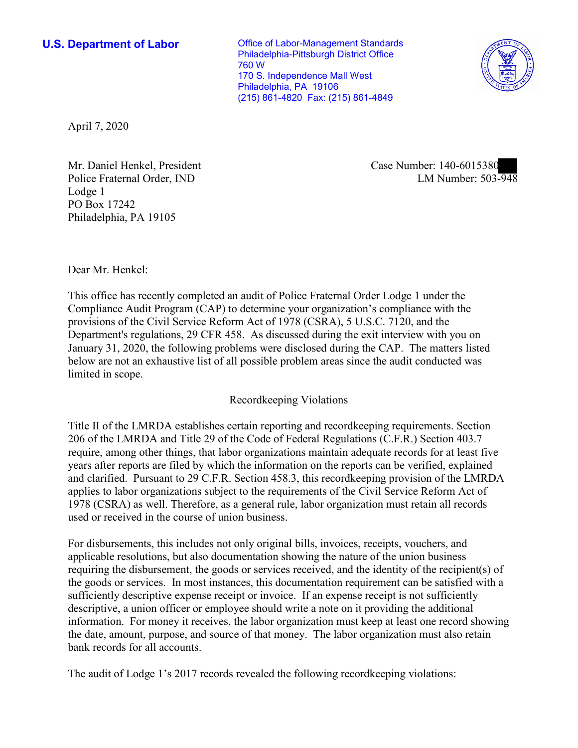**U.S. Department of Labor**

Office of Labor-Management Standards
Philadelphia-Pittsburgh District Office
760 W
170 S. Independence Mall West
Philadelphia, PA 19106
(215) 861-4820 Fax: (215) 861-4849

April 7, 2020

Mr. Daniel Henkel, President
Police Fraternal Order, IND
Lodge 1
PO Box 17242
Philadelphia, PA 19105

Case Number: 140-6015380
LM Number: 503-948

Dear Mr. Henkel:

This office has recently completed an audit of Police Fraternal Order Lodge 1 under the Compliance Audit Program (CAP) to determine your organization's compliance with the provisions of the Civil Service Reform Act of 1978 (CSRA), 5 U.S.C. 7120, and the Department's regulations, 29 CFR 458. As discussed during the exit interview with you on January 31, 2020, the following problems were disclosed during the CAP. The matters listed below are not an exhaustive list of all possible problem areas since the audit conducted was limited in scope.

Recordkeeping Violations

Title II of the LMRDA establishes certain reporting and recordkeeping requirements. Section 206 of the LMRDA and Title 29 of the Code of Federal Regulations (C.F.R.) Section 403.7 require, among other things, that labor organizations maintain adequate records for at least five years after reports are filed by which the information on the reports can be verified, explained and clarified. Pursuant to 29 C.F.R. Section 458.3, this recordkeeping provision of the LMRDA applies to labor organizations subject to the requirements of the Civil Service Reform Act of 1978 (CSRA) as well. Therefore, as a general rule, labor organization must retain all records used or received in the course of union business.

For disbursements, this includes not only original bills, invoices, receipts, vouchers, and applicable resolutions, but also documentation showing the nature of the union business requiring the disbursement, the goods or services received, and the identity of the recipient(s) of the goods or services. In most instances, this documentation requirement can be satisfied with a sufficiently descriptive expense receipt or invoice. If an expense receipt is not sufficiently descriptive, a union officer or employee should write a note on it providing the additional information. For money it receives, the labor organization must keep at least one record showing the date, amount, purpose, and source of that money. The labor organization must also retain bank records for all accounts.

The audit of Lodge 1's 2017 records revealed the following recordkeeping violations: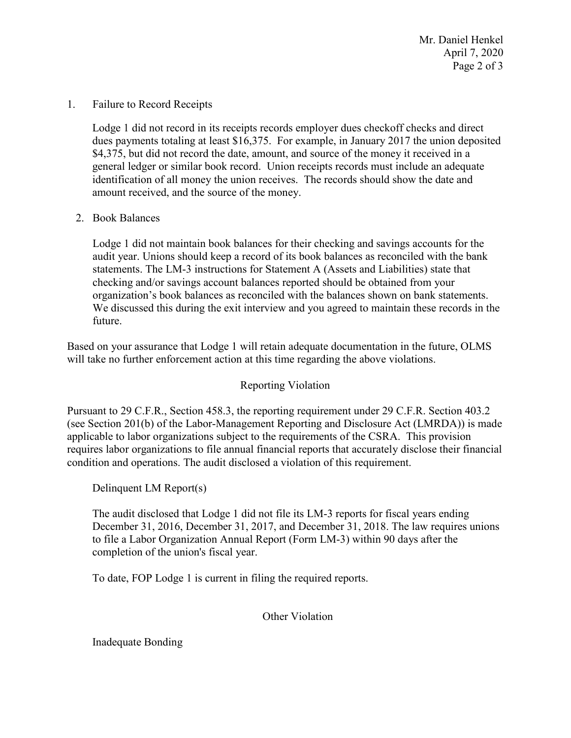1. Failure to Record Receipts

   Lodge 1 did not record in its receipts records employer dues checkoff checks and direct dues payments totaling at least $16,375. For example, in January 2017 the union deposited $4,375, but did not record the date, amount, and source of the money it received in a general ledger or similar book record. Union receipts records must include an adequate identification of all money the union receives. The records should show the date and amount received, and the source of the money.

2. Book Balances

   Lodge 1 did not maintain book balances for their checking and savings accounts for the audit year. Unions should keep a record of its book balances as reconciled with the bank statements. The LM-3 instructions for Statement A (Assets and Liabilities) state that checking and/or savings account balances reported should be obtained from your organization's book balances as reconciled with the balances shown on bank statements. We discussed this during the exit interview and you agreed to maintain these records in the future.

Based on your assurance that Lodge 1 will retain adequate documentation in the future, OLMS will take no further enforcement action at this time regarding the above violations.

## Reporting Violation

Pursuant to 29 C.F.R., Section 458.3, the reporting requirement under 29 C.F.R. Section 403.2 (see Section 201(b) of the Labor-Management Reporting and Disclosure Act (LMRDA)) is made applicable to labor organizations subject to the requirements of the CSRA. This provision requires labor organizations to file annual financial reports that accurately disclose their financial condition and operations. The audit disclosed a violation of this requirement.

Delinquent LM Report(s)

The audit disclosed that Lodge 1 did not file its LM-3 reports for fiscal years ending December 31, 2016, December 31, 2017, and December 31, 2018. The law requires unions to file a Labor Organization Annual Report (Form LM-3) within 90 days after the completion of the union's fiscal year.

To date, FOP Lodge 1 is current in filing the required reports.

## Other Violation

Inadequate Bonding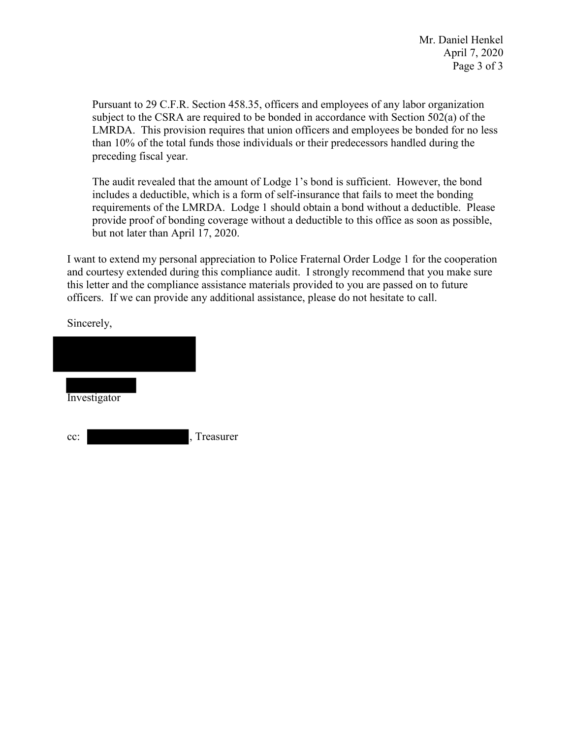Pursuant to 29 C.F.R. Section 458.35, officers and employees of any labor organization subject to the CSRA are required to be bonded in accordance with Section 502(a) of the LMRDA. This provision requires that union officers and employees be bonded for no less than 10% of the total funds those individuals or their predecessors handled during the preceding fiscal year.

The audit revealed that the amount of Lodge 1's bond is sufficient. However, the bond includes a deductible, which is a form of self-insurance that fails to meet the bonding requirements of the LMRDA. Lodge 1 should obtain a bond without a deductible. Please provide proof of bonding coverage without a deductible to this office as soon as possible, but not later than April 17, 2020.

I want to extend my personal appreciation to Police Fraternal Order Lodge 1 for the cooperation and courtesy extended during this compliance audit. I strongly recommend that you make sure this letter and the compliance assistance materials provided to you are passed on to future officers. If we can provide any additional assistance, please do not hesitate to call.

Sincerely,

Investigator

cc: , Treasurer